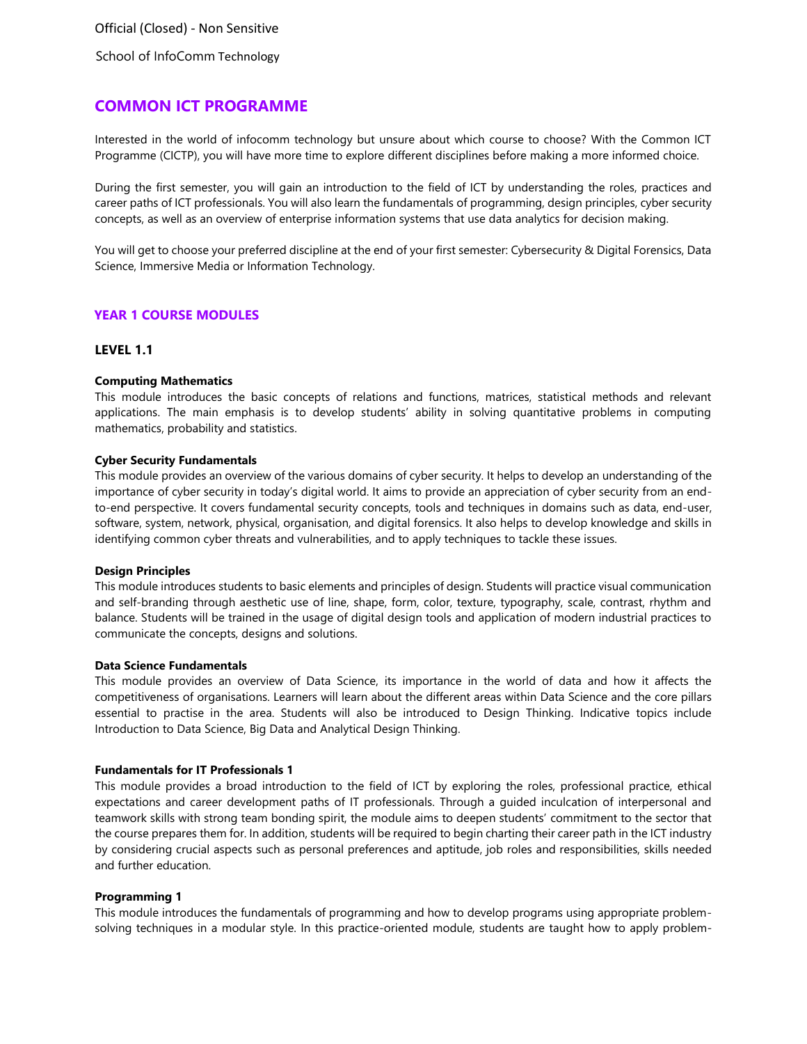Official (Closed) - Non Sensitive

School of InfoComm Technology

# COMMON ICT PROGRAMME

Interested in the world of infocomm technology but unsure about which course to choose? With the Common ICT Programme (CICTP), you will have more time to explore different disciplines before making a more informed choice.

During the first semester, you will gain an introduction to the field of ICT by understanding the roles, practices and career paths of ICT professionals. You will also learn the fundamentals of programming, design principles, cyber security concepts, as well as an overview of enterprise information systems that use data analytics for decision making.

You will get to choose your preferred discipline at the end of your first semester: Cybersecurity & Digital Forensics, Data Science, Immersive Media or Information Technology.

## YEAR 1 COURSE MODULES

### LEVEL 1.1

**Computing Mathematics**

This module introduces the basic concepts of relations and functions, matrices, statistical methods and relevant applications. The main emphasis is to develop students' ability in solving quantitative problems in computing mathematics, probability and statistics.

**Cyber Security Fundamentals**

This module provides an overview of the various domains of cyber security. It helps to develop an understanding of the importance of cyber security in today's digital world. It aims to provide an appreciation of cyber security from an end-to-end perspective. It covers fundamental security concepts, tools and techniques in domains such as data, end-user, software, system, network, physical, organisation, and digital forensics. It also helps to develop knowledge and skills in identifying common cyber threats and vulnerabilities, and to apply techniques to tackle these issues.

**Design Principles**

This module introduces students to basic elements and principles of design. Students will practice visual communication and self-branding through aesthetic use of line, shape, form, color, texture, typography, scale, contrast, rhythm and balance. Students will be trained in the usage of digital design tools and application of modern industrial practices to communicate the concepts, designs and solutions.

**Data Science Fundamentals**

This module provides an overview of Data Science, its importance in the world of data and how it affects the competitiveness of organisations. Learners will learn about the different areas within Data Science and the core pillars essential to practise in the area. Students will also be introduced to Design Thinking. Indicative topics include Introduction to Data Science, Big Data and Analytical Design Thinking.

**Fundamentals for IT Professionals 1**

This module provides a broad introduction to the field of ICT by exploring the roles, professional practice, ethical expectations and career development paths of IT professionals. Through a guided inculcation of interpersonal and teamwork skills with strong team bonding spirit, the module aims to deepen students' commitment to the sector that the course prepares them for. In addition, students will be required to begin charting their career path in the ICT industry by considering crucial aspects such as personal preferences and aptitude, job roles and responsibilities, skills needed and further education.

**Programming 1**

This module introduces the fundamentals of programming and how to develop programs using appropriate problem-solving techniques in a modular style. In this practice-oriented module, students are taught how to apply problem-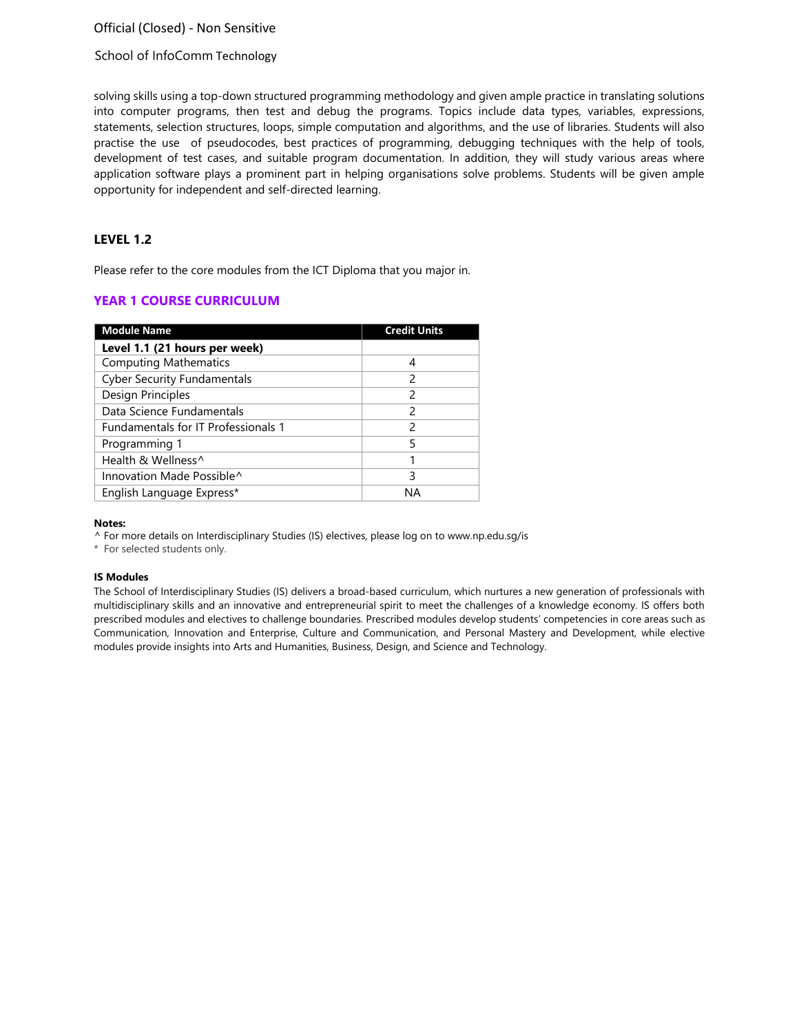solving skills using a top-down structured programming methodology and given ample practice in translating solutions into computer programs, then test and debug the programs. Topics include data types, variables, expressions, statements, selection structures, loops, simple computation and algorithms, and the use of libraries. Students will also practise the use of pseudocodes, best practices of programming, debugging techniques with the help of tools, development of test cases, and suitable program documentation. In addition, they will study various areas where application software plays a prominent part in helping organisations solve problems. Students will be given ample opportunity for independent and self-directed learning.

### LEVEL 1.2

Please refer to the core modules from the ICT Diploma that you major in.

## YEAR 1 COURSE CURRICULUM

| Module Name | Credit Units |
| --- | --- |
| **Level 1.1 (21 hours per week)** | |
| Computing Mathematics | 4 |
| Cyber Security Fundamentals | 2 |
| Design Principles | 2 |
| Data Science Fundamentals | 2 |
| Fundamentals for IT Professionals 1 | 2 |
| Programming 1 | 5 |
| Health & Wellness^ | 1 |
| Innovation Made Possible^ | 3 |
| English Language Express* | NA |

**Notes:**

^ For more details on Interdisciplinary Studies (IS) electives, please log on to www.np.edu.sg/is

\* For selected students only.

**IS Modules**

The School of Interdisciplinary Studies (IS) delivers a broad-based curriculum, which nurtures a new generation of professionals with multidisciplinary skills and an innovative and entrepreneurial spirit to meet the challenges of a knowledge economy. IS offers both prescribed modules and electives to challenge boundaries. Prescribed modules develop students' competencies in core areas such as Communication, Innovation and Enterprise, Culture and Communication, and Personal Mastery and Development, while elective modules provide insights into Arts and Humanities, Business, Design, and Science and Technology.